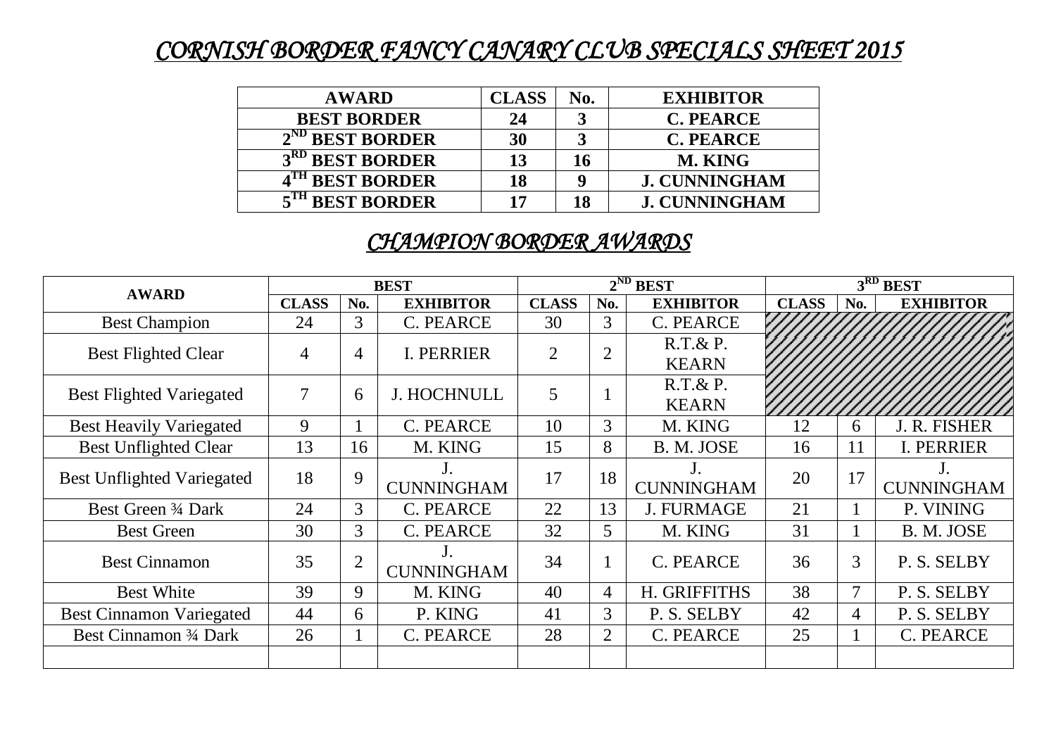# *CORNISH BORDER FANCY CANARY CLUB SPECIALS SHEET 2015*

| AWARD | CLASS | No. | EXHIBITOR |
|---|---|---|---|
| **BEST BORDER** | **24** | **3** | **C. PEARCE** |
| **2ND BEST BORDER** | **30** | **3** | **C. PEARCE** |
| **3RD BEST BORDER** | **13** | **16** | **M. KING** |
| **4TH BEST BORDER** | **18** | **9** | **J. CUNNINGHAM** |
| **5TH BEST BORDER** | **17** | **18** | **J. CUNNINGHAM** |

## *CHAMPION BORDER AWARDS*

| AWARD | BEST | | | 2ND BEST | | | 3RD BEST | | |
|---|---|---|---|---|---|---|---|---|---|
| | CLASS | No. | EXHIBITOR | CLASS | No. | EXHIBITOR | CLASS | No. | EXHIBITOR |
| Best Champion | 24 | 3 | C. PEARCE | 30 | 3 | C. PEARCE | | | |
| Best Flighted Clear | 4 | 4 | I. PERRIER | 2 | 2 | R.T.& P. KEARN | | | |
| Best Flighted Variegated | 7 | 6 | J. HOCHNULL | 5 | 1 | R.T.& P. KEARN | | | |
| Best Heavily Variegated | 9 | 1 | C. PEARCE | 10 | 3 | M. KING | 12 | 6 | J. R. FISHER |
| Best Unflighted Clear | 13 | 16 | M. KING | 15 | 8 | B. M. JOSE | 16 | 11 | I. PERRIER |
| Best Unflighted Variegated | 18 | 9 | J. CUNNINGHAM | 17 | 18 | J. CUNNINGHAM | 20 | 17 | J. CUNNINGHAM |
| Best Green ¾ Dark | 24 | 3 | C. PEARCE | 22 | 13 | J. FURMAGE | 21 | 1 | P. VINING |
| Best Green | 30 | 3 | C. PEARCE | 32 | 5 | M. KING | 31 | 1 | B. M. JOSE |
| Best Cinnamon | 35 | 2 | J. CUNNINGHAM | 34 | 1 | C. PEARCE | 36 | 3 | P. S. SELBY |
| Best White | 39 | 9 | M. KING | 40 | 4 | H. GRIFFITHS | 38 | 7 | P. S. SELBY |
| Best Cinnamon Variegated | 44 | 6 | P. KING | 41 | 3 | P. S. SELBY | 42 | 4 | P. S. SELBY |
| Best Cinnamon ¾ Dark | 26 | 1 | C. PEARCE | 28 | 2 | C. PEARCE | 25 | 1 | C. PEARCE |
| | | | | | | | | | |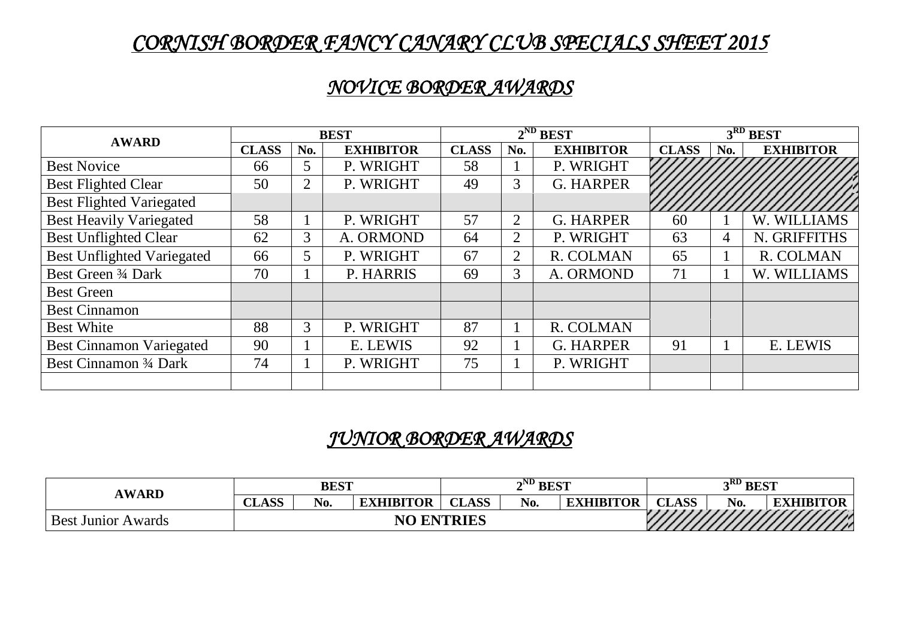# *CORNISH BORDER FANCY CANARY CLUB SPECIALS SHEET 2015*

## *NOVICE BORDER AWARDS*

| AWARD | BEST | | | 2ND BEST | | | 3RD BEST | | |
|---|---|---|---|---|---|---|---|---|---|
| | CLASS | No. | EXHIBITOR | CLASS | No. | EXHIBITOR | CLASS | No. | EXHIBITOR |
| Best Novice | 66 | 5 | P. WRIGHT | 58 | 1 | P. WRIGHT | | | |
| Best Flighted Clear | 50 | 2 | P. WRIGHT | 49 | 3 | G. HARPER | | | |
| Best Flighted Variegated | | | | | | | | | |
| Best Heavily Variegated | 58 | 1 | P. WRIGHT | 57 | 2 | G. HARPER | 60 | 1 | W. WILLIAMS |
| Best Unflighted Clear | 62 | 3 | A. ORMOND | 64 | 2 | P. WRIGHT | 63 | 4 | N. GRIFFITHS |
| Best Unflighted Variegated | 66 | 5 | P. WRIGHT | 67 | 2 | R. COLMAN | 65 | 1 | R. COLMAN |
| Best Green ¾ Dark | 70 | 1 | P. HARRIS | 69 | 3 | A. ORMOND | 71 | 1 | W. WILLIAMS |
| Best Green | | | | | | | | | |
| Best Cinnamon | | | | | | | | | |
| Best White | 88 | 3 | P. WRIGHT | 87 | 1 | R. COLMAN | | | |
| Best Cinnamon Variegated | 90 | 1 | E. LEWIS | 92 | 1 | G. HARPER | 91 | 1 | E. LEWIS |
| Best Cinnamon ¾ Dark | 74 | 1 | P. WRIGHT | 75 | 1 | P. WRIGHT | | | |
| | | | | | | | | | |

## *JUNIOR BORDER AWARDS*

| AWARD | BEST | | | 2ND BEST | | | 3RD BEST | | |
|---|---|---|---|---|---|---|---|---|---|
| | CLASS | No. | EXHIBITOR | CLASS | No. | EXHIBITOR | CLASS | No. | EXHIBITOR |
| Best Junior Awards | NO ENTRIES | | | | | | | | |